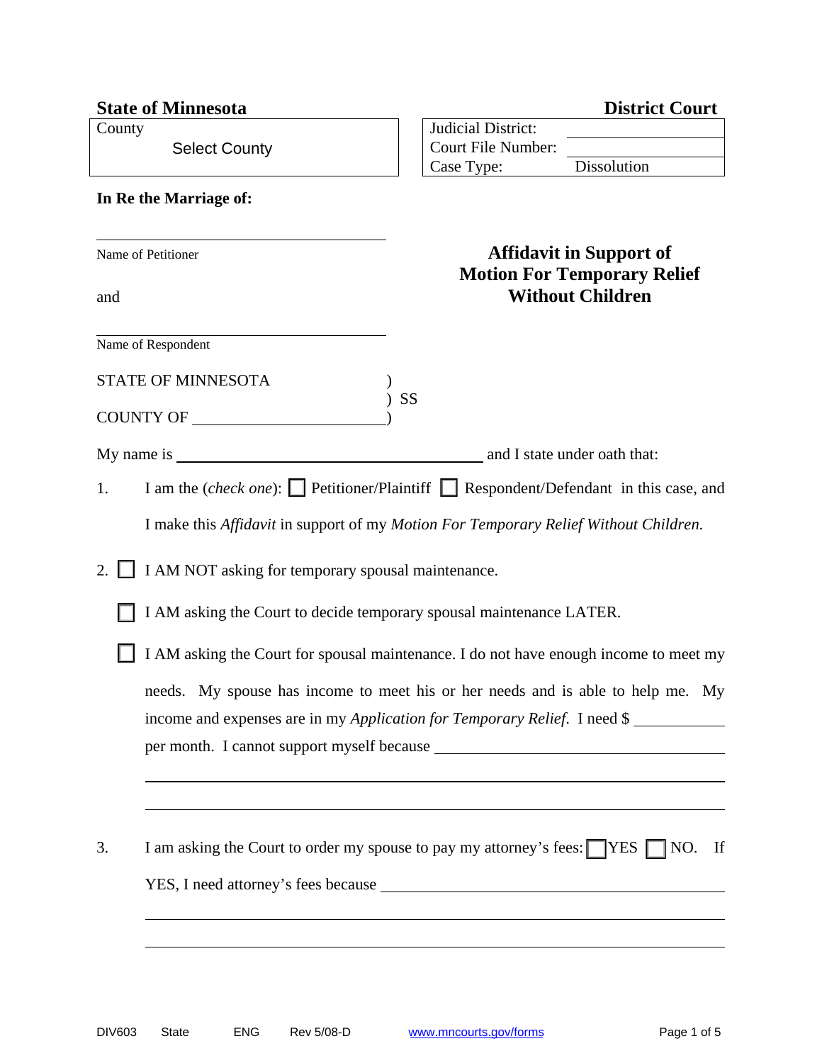**State of Minnesota** **District Court**

| County | Judicial District: |
|---|---|
| Select County | Court File Number: |
| | Case Type: Dissolution |

**In Re the Marriage of:**

______________________________
Name of Petitioner

and

______________________________
Name of Respondent

# Affidavit in Support of Motion For Temporary Relief Without Children

STATE OF MINNESOTA )
) SS
COUNTY OF ______________________)

My name is ________________________________ and I state under oath that:

1. I am the (*check one*): ☐ Petitioner/Plaintiff ☐ Respondent/Defendant in this case, and I make this *Affidavit* in support of my *Motion For Temporary Relief Without Children.*

2. ☐ I AM NOT asking for temporary spousal maintenance.

   ☐ I AM asking the Court to decide temporary spousal maintenance LATER.

   ☐ I AM asking the Court for spousal maintenance. I do not have enough income to meet my needs. My spouse has income to meet his or her needs and is able to help me. My income and expenses are in my *Application for Temporary Relief*. I need $ __________ per month. I cannot support myself because ______________________________
   ____________________________________________________________
   ____________________________________________________________

3. I am asking the Court to order my spouse to pay my attorney's fees: ☐ YES ☐ NO. If YES, I need attorney's fees because ______________________________
   ____________________________________________________________
   ____________________________________________________________

DIV603 State ENG Rev 5/08-D www.mncourts.gov/forms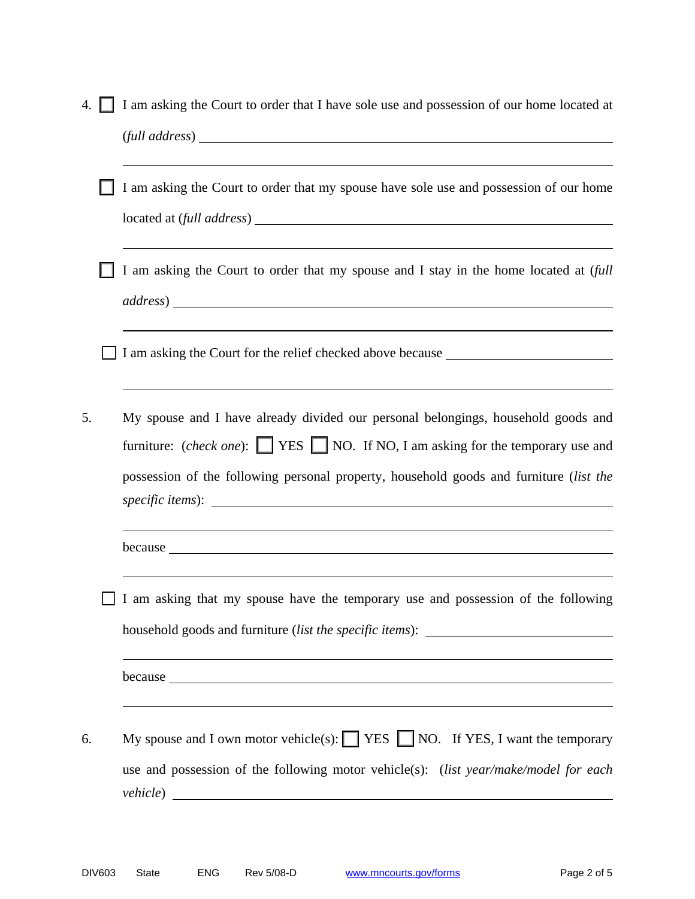4. ☐ I am asking the Court to order that I have sole use and possession of our home located at (*full address*) ______________________________________________________________

______________________________________________________________

☐ I am asking the Court to order that my spouse have sole use and possession of our home located at (*full address*) ______________________________________________________________

______________________________________________________________

☐ I am asking the Court to order that my spouse and I stay in the home located at (*full address*) ______________________________________________________________

______________________________________________________________

☐ I am asking the Court for the relief checked above because ______________________________

______________________________________________________________

5. My spouse and I have already divided our personal belongings, household goods and furniture: (*check one*): ☐ YES ☐ NO. If NO, I am asking for the temporary use and possession of the following personal property, household goods and furniture (*list the specific items*): ______________________________________________________________

______________________________________________________________

because ______________________________________________________________

______________________________________________________________

☐ I am asking that my spouse have the temporary use and possession of the following household goods and furniture (*list the specific items*): ______________________________

______________________________________________________________

because ______________________________________________________________

______________________________________________________________

6. My spouse and I own motor vehicle(s): ☐ YES ☐ NO. If YES, I want the temporary use and possession of the following motor vehicle(s): (*list year/make/model for each vehicle*) ______________________________________________________________

DIV603 State ENG Rev 5/08-D www.mncourts.gov/forms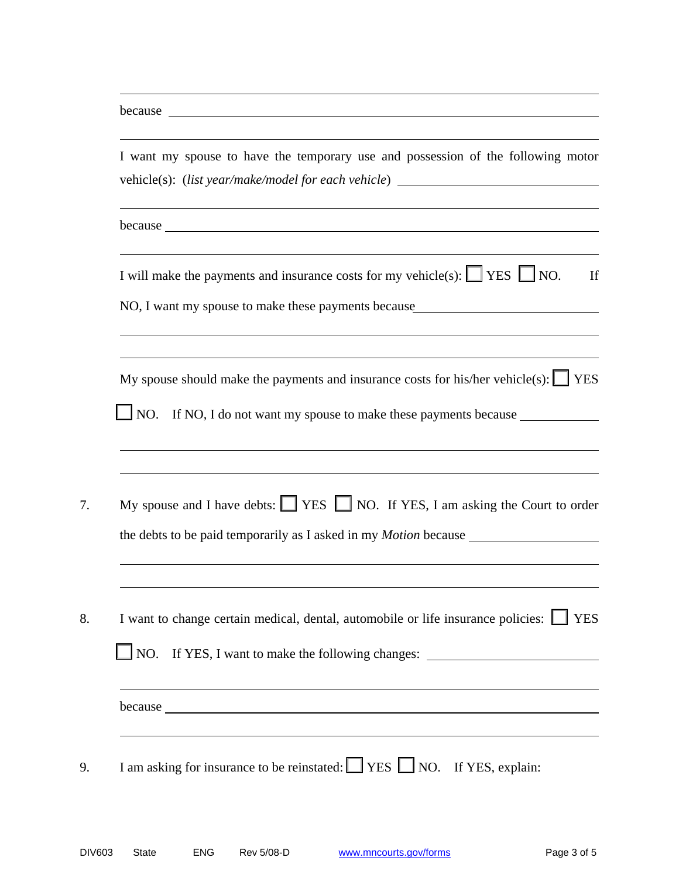______________________________________________________________________

because ______________________________________________________________

______________________________________________________________________

I want my spouse to have the temporary use and possession of the following motor vehicle(s): (*list year/make/model for each vehicle*) ______________________________

______________________________________________________________________

because ______________________________________________________________

______________________________________________________________________

I will make the payments and insurance costs for my vehicle(s): ☐ YES ☐ NO. If NO, I want my spouse to make these payments because ______________________________

______________________________________________________________________

______________________________________________________________________

My spouse should make the payments and insurance costs for his/her vehicle(s): ☐ YES ☐ NO. If NO, I do not want my spouse to make these payments because ____________

______________________________________________________________________

______________________________________________________________________

7. My spouse and I have debts: ☐ YES ☐ NO. If YES, I am asking the Court to order the debts to be paid temporarily as I asked in my *Motion* because ____________________

______________________________________________________________________

______________________________________________________________________

8. I want to change certain medical, dental, automobile or life insurance policies: ☐ YES ☐ NO. If YES, I want to make the following changes: ____________________________

______________________________________________________________________

because ______________________________________________________________

______________________________________________________________________

9. I am asking for insurance to be reinstated: ☐ YES ☐ NO. If YES, explain: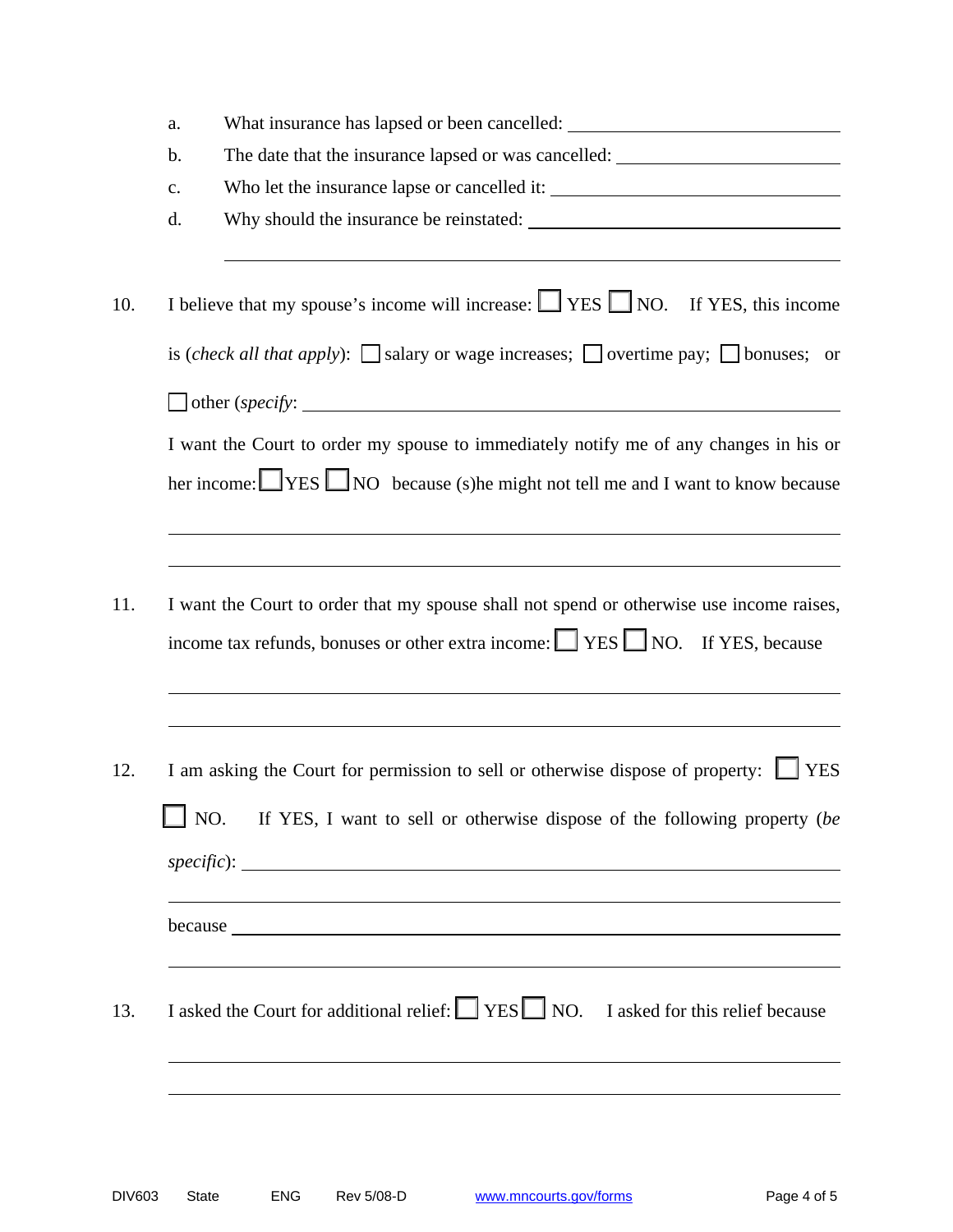a. What insurance has lapsed or been cancelled: ____________________

b. The date that the insurance lapsed or was cancelled: ____________________

c. Who let the insurance lapse or cancelled it: ____________________

d. Why should the insurance be reinstated: ____________________

____________________________________________

10. I believe that my spouse's income will increase: ☐ YES ☐ NO. If YES, this income is (*check all that apply*): ☐ salary or wage increases; ☐ overtime pay; ☐ bonuses; or ☐ other (*specify*: ____________________

I want the Court to order my spouse to immediately notify me of any changes in his or her income: ☐ YES ☐ NO because (s)he might not tell me and I want to know because

____________________________________________

____________________________________________

11. I want the Court to order that my spouse shall not spend or otherwise use income raises, income tax refunds, bonuses or other extra income: ☐ YES ☐ NO. If YES, because

____________________________________________

____________________________________________

12. I am asking the Court for permission to sell or otherwise dispose of property: ☐ YES ☐ NO. If YES, I want to sell or otherwise dispose of the following property (*be specific*): ____________________

____________________________________________

because ____________________

____________________________________________

13. I asked the Court for additional relief: ☐ YES ☐ NO. I asked for this relief because

____________________________________________

____________________________________________

DIV603 State ENG Rev 5/08-D www.mncourts.gov/forms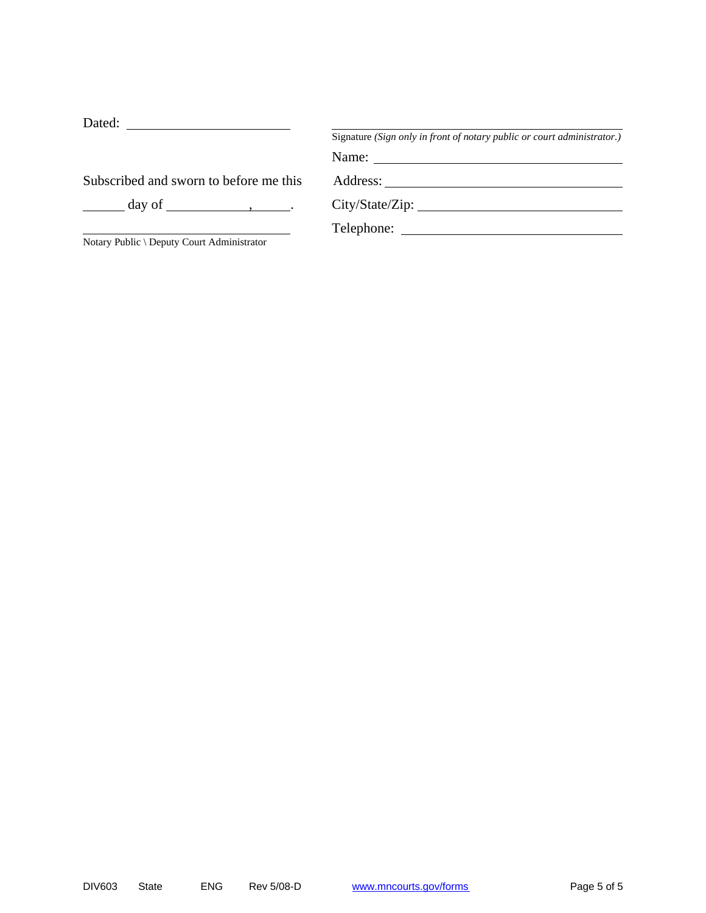Dated: ______________________

______________________________________
Signature *(Sign only in front of notary public or court administrator.)*

Name: ______________________________

Subscribed and sworn to before me this

Address: ____________________________

______ day of ____________, ______.

City/State/Zip: ________________________

Telephone: ___________________________

______________________________
Notary Public \ Deputy Court Administrator

DIV603 State ENG Rev 5/08-D www.mncourts.gov/forms